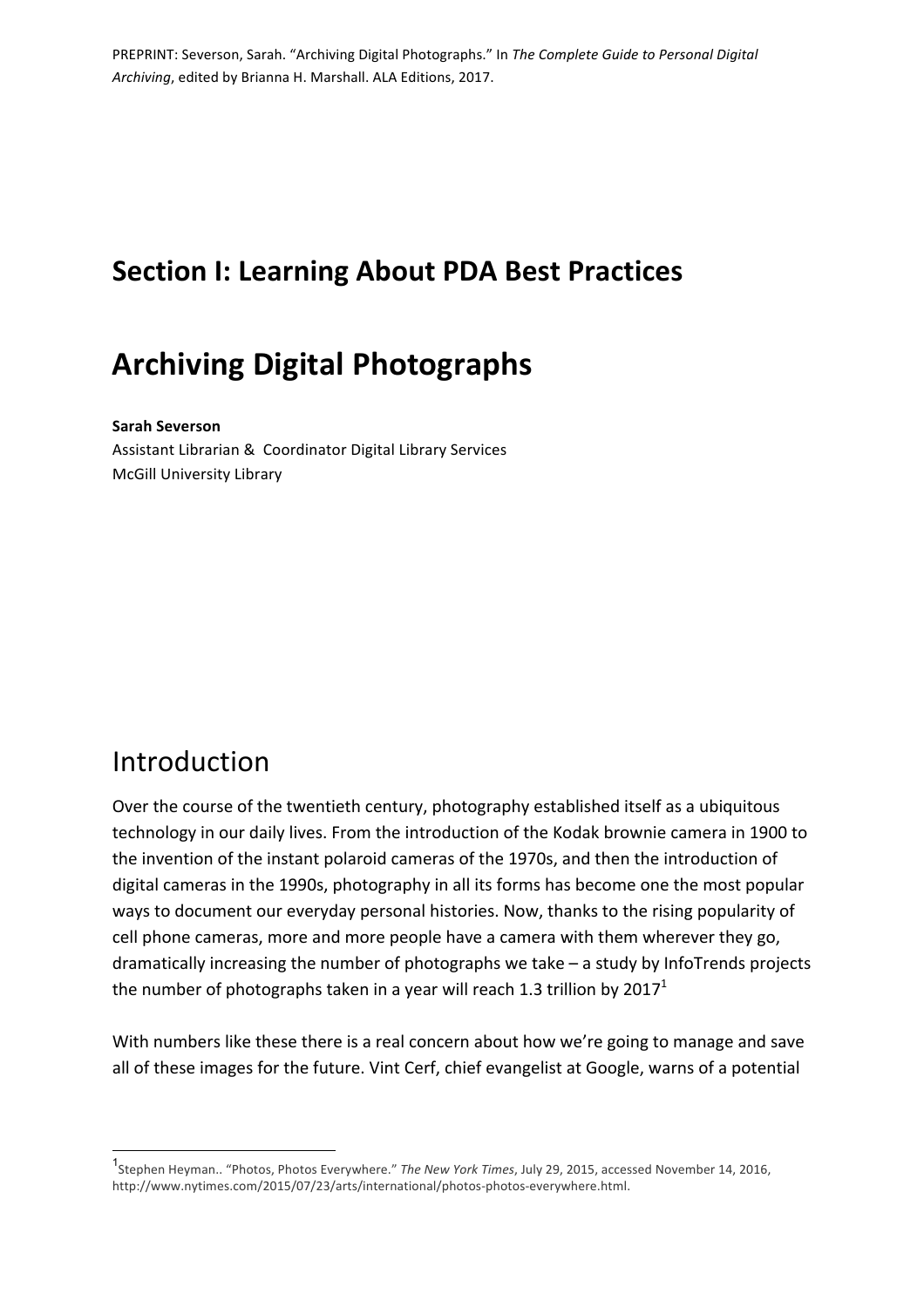PREPRINT: Severson, Sarah. "Archiving Digital Photographs." In *The Complete Guide to Personal Digital Archiving*, edited by Brianna H. Marshall. ALA Editions, 2017.

# Section I: Learning About PDA Best Practices

# Archiving Digital Photographs

**Sarah Severson**
Assistant Librarian & Coordinator Digital Library Services
McGill University Library

## Introduction

Over the course of the twentieth century, photography established itself as a ubiquitous technology in our daily lives. From the introduction of the Kodak brownie camera in 1900 to the invention of the instant polaroid cameras of the 1970s, and then the introduction of digital cameras in the 1990s, photography in all its forms has become one the most popular ways to document our everyday personal histories. Now, thanks to the rising popularity of cell phone cameras, more and more people have a camera with them wherever they go, dramatically increasing the number of photographs we take – a study by InfoTrends projects the number of photographs taken in a year will reach 1.3 trillion by 2017[1]

With numbers like these there is a real concern about how we're going to manage and save all of these images for the future. Vint Cerf, chief evangelist at Google, warns of a potential

[1] Stephen Heyman.. "Photos, Photos Everywhere." *The New York Times*, July 29, 2015, accessed November 14, 2016, http://www.nytimes.com/2015/07/23/arts/international/photos-photos-everywhere.html.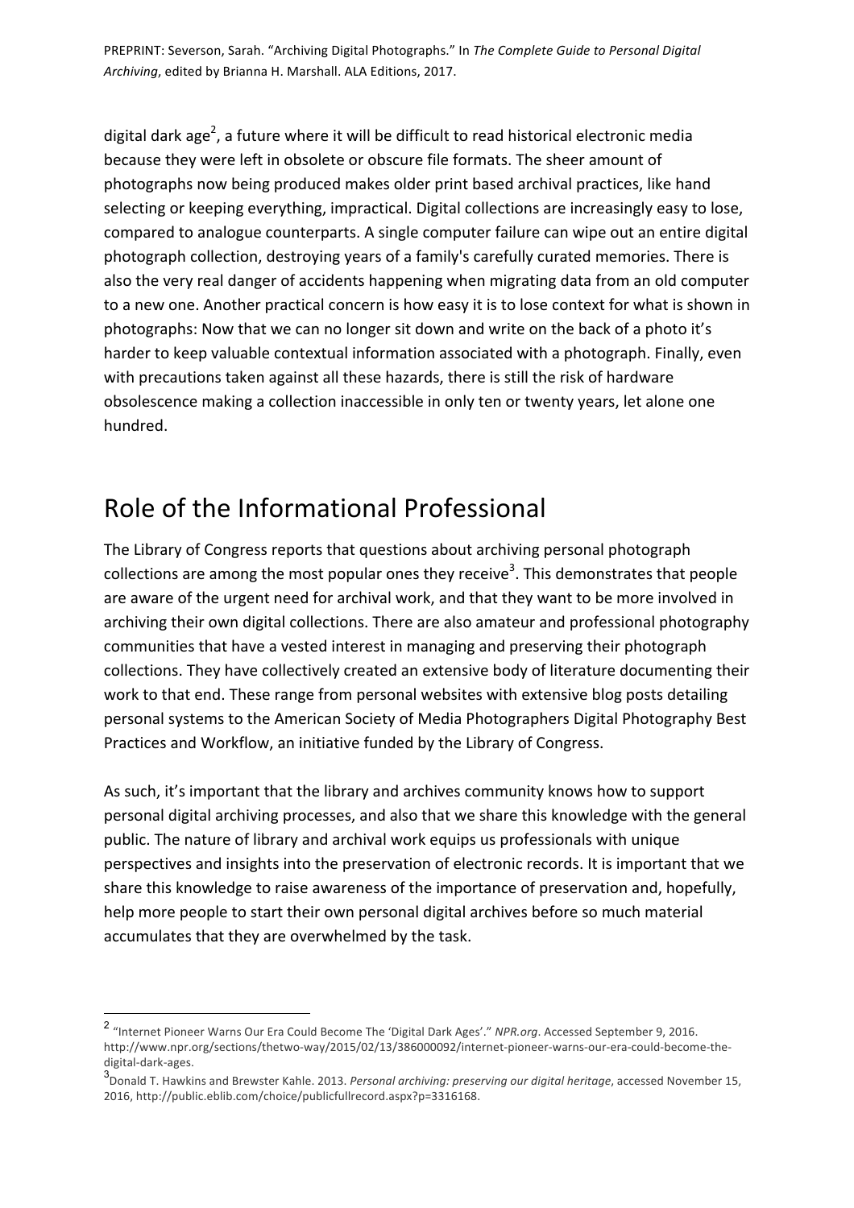digital dark age[2], a future where it will be difficult to read historical electronic media because they were left in obsolete or obscure file formats. The sheer amount of photographs now being produced makes older print based archival practices, like hand selecting or keeping everything, impractical. Digital collections are increasingly easy to lose, compared to analogue counterparts. A single computer failure can wipe out an entire digital photograph collection, destroying years of a family's carefully curated memories. There is also the very real danger of accidents happening when migrating data from an old computer to a new one. Another practical concern is how easy it is to lose context for what is shown in photographs: Now that we can no longer sit down and write on the back of a photo it's harder to keep valuable contextual information associated with a photograph. Finally, even with precautions taken against all these hazards, there is still the risk of hardware obsolescence making a collection inaccessible in only ten or twenty years, let alone one hundred.

## Role of the Informational Professional

The Library of Congress reports that questions about archiving personal photograph collections are among the most popular ones they receive[3]. This demonstrates that people are aware of the urgent need for archival work, and that they want to be more involved in archiving their own digital collections. There are also amateur and professional photography communities that have a vested interest in managing and preserving their photograph collections. They have collectively created an extensive body of literature documenting their work to that end. These range from personal websites with extensive blog posts detailing personal systems to the American Society of Media Photographers Digital Photography Best Practices and Workflow, an initiative funded by the Library of Congress.

As such, it's important that the library and archives community knows how to support personal digital archiving processes, and also that we share this knowledge with the general public. The nature of library and archival work equips us professionals with unique perspectives and insights into the preservation of electronic records. It is important that we share this knowledge to raise awareness of the importance of preservation and, hopefully, help more people to start their own personal digital archives before so much material accumulates that they are overwhelmed by the task.

---

[2] "Internet Pioneer Warns Our Era Could Become The 'Digital Dark Ages'." *NPR.org*. Accessed September 9, 2016. http://www.npr.org/sections/thetwo-way/2015/02/13/386000092/internet-pioneer-warns-our-era-could-become-the-digital-dark-ages.

[3] Donald T. Hawkins and Brewster Kahle. 2013. *Personal archiving: preserving our digital heritage*, accessed November 15, 2016, http://public.eblib.com/choice/publicfullrecord.aspx?p=3316168.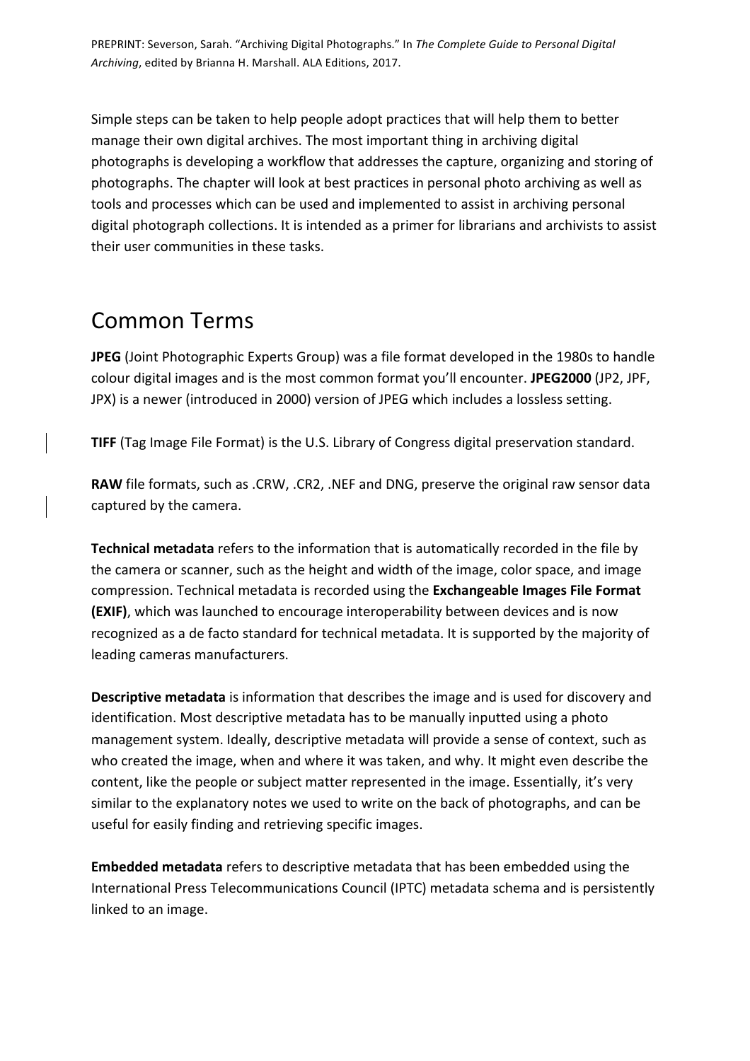Simple steps can be taken to help people adopt practices that will help them to better manage their own digital archives. The most important thing in archiving digital photographs is developing a workflow that addresses the capture, organizing and storing of photographs. The chapter will look at best practices in personal photo archiving as well as tools and processes which can be used and implemented to assist in archiving personal digital photograph collections. It is intended as a primer for librarians and archivists to assist their user communities in these tasks.

## Common Terms

**JPEG** (Joint Photographic Experts Group) was a file format developed in the 1980s to handle colour digital images and is the most common format you'll encounter. **JPEG2000** (JP2, JPF, JPX) is a newer (introduced in 2000) version of JPEG which includes a lossless setting.

**TIFF** (Tag Image File Format) is the U.S. Library of Congress digital preservation standard.

**RAW** file formats, such as .CRW, .CR2, .NEF and DNG, preserve the original raw sensor data captured by the camera.

**Technical metadata** refers to the information that is automatically recorded in the file by the camera or scanner, such as the height and width of the image, color space, and image compression. Technical metadata is recorded using the **Exchangeable Images File Format (EXIF)**, which was launched to encourage interoperability between devices and is now recognized as a de facto standard for technical metadata. It is supported by the majority of leading cameras manufacturers.

**Descriptive metadata** is information that describes the image and is used for discovery and identification. Most descriptive metadata has to be manually inputted using a photo management system. Ideally, descriptive metadata will provide a sense of context, such as who created the image, when and where it was taken, and why. It might even describe the content, like the people or subject matter represented in the image. Essentially, it's very similar to the explanatory notes we used to write on the back of photographs, and can be useful for easily finding and retrieving specific images.

**Embedded metadata** refers to descriptive metadata that has been embedded using the International Press Telecommunications Council (IPTC) metadata schema and is persistently linked to an image.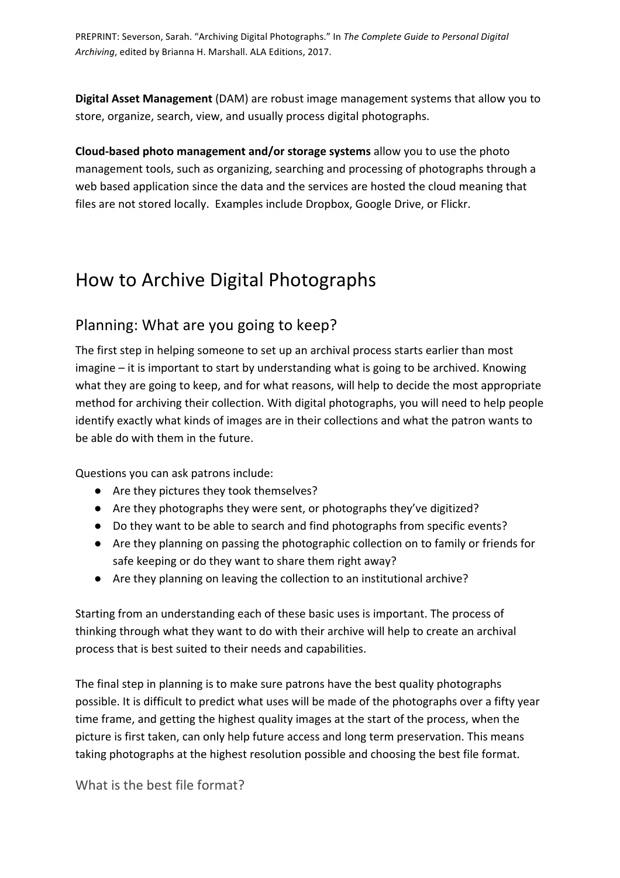**Digital Asset Management** (DAM) are robust image management systems that allow you to store, organize, search, view, and usually process digital photographs.

**Cloud-based photo management and/or storage systems** allow you to use the photo management tools, such as organizing, searching and processing of photographs through a web based application since the data and the services are hosted the cloud meaning that files are not stored locally. Examples include Dropbox, Google Drive, or Flickr.

# How to Archive Digital Photographs

## Planning: What are you going to keep?

The first step in helping someone to set up an archival process starts earlier than most imagine – it is important to start by understanding what is going to be archived. Knowing what they are going to keep, and for what reasons, will help to decide the most appropriate method for archiving their collection. With digital photographs, you will need to help people identify exactly what kinds of images are in their collections and what the patron wants to be able do with them in the future.

Questions you can ask patrons include:

- Are they pictures they took themselves?
- Are they photographs they were sent, or photographs they've digitized?
- Do they want to be able to search and find photographs from specific events?
- Are they planning on passing the photographic collection on to family or friends for safe keeping or do they want to share them right away?
- Are they planning on leaving the collection to an institutional archive?

Starting from an understanding each of these basic uses is important. The process of thinking through what they want to do with their archive will help to create an archival process that is best suited to their needs and capabilities.

The final step in planning is to make sure patrons have the best quality photographs possible. It is difficult to predict what uses will be made of the photographs over a fifty year time frame, and getting the highest quality images at the start of the process, when the picture is first taken, can only help future access and long term preservation. This means taking photographs at the highest resolution possible and choosing the best file format.

### What is the best file format?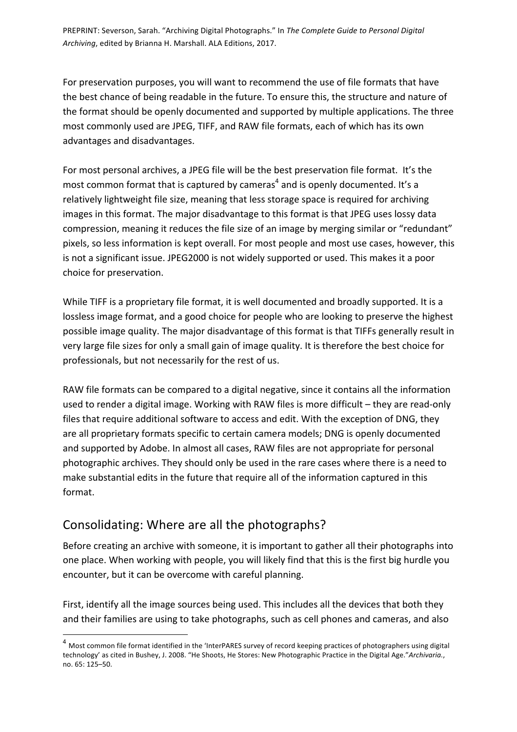For preservation purposes, you will want to recommend the use of file formats that have the best chance of being readable in the future. To ensure this, the structure and nature of the format should be openly documented and supported by multiple applications. The three most commonly used are JPEG, TIFF, and RAW file formats, each of which has its own advantages and disadvantages.

For most personal archives, a JPEG file will be the best preservation file format. It's the most common format that is captured by cameras[4] and is openly documented. It's a relatively lightweight file size, meaning that less storage space is required for archiving images in this format. The major disadvantage to this format is that JPEG uses lossy data compression, meaning it reduces the file size of an image by merging similar or "redundant" pixels, so less information is kept overall. For most people and most use cases, however, this is not a significant issue. JPEG2000 is not widely supported or used. This makes it a poor choice for preservation.

While TIFF is a proprietary file format, it is well documented and broadly supported. It is a lossless image format, and a good choice for people who are looking to preserve the highest possible image quality. The major disadvantage of this format is that TIFFs generally result in very large file sizes for only a small gain of image quality. It is therefore the best choice for professionals, but not necessarily for the rest of us.

RAW file formats can be compared to a digital negative, since it contains all the information used to render a digital image. Working with RAW files is more difficult – they are read-only files that require additional software to access and edit. With the exception of DNG, they are all proprietary formats specific to certain camera models; DNG is openly documented and supported by Adobe. In almost all cases, RAW files are not appropriate for personal photographic archives. They should only be used in the rare cases where there is a need to make substantial edits in the future that require all of the information captured in this format.

## Consolidating: Where are all the photographs?

Before creating an archive with someone, it is important to gather all their photographs into one place. When working with people, you will likely find that this is the first big hurdle you encounter, but it can be overcome with careful planning.

First, identify all the image sources being used. This includes all the devices that both they and their families are using to take photographs, such as cell phones and cameras, and also

[4] Most common file format identified in the 'InterPARES survey of record keeping practices of photographers using digital technology' as cited in Bushey, J. 2008. "He Shoots, He Stores: New Photographic Practice in the Digital Age."*Archivaria.*, no. 65: 125–50.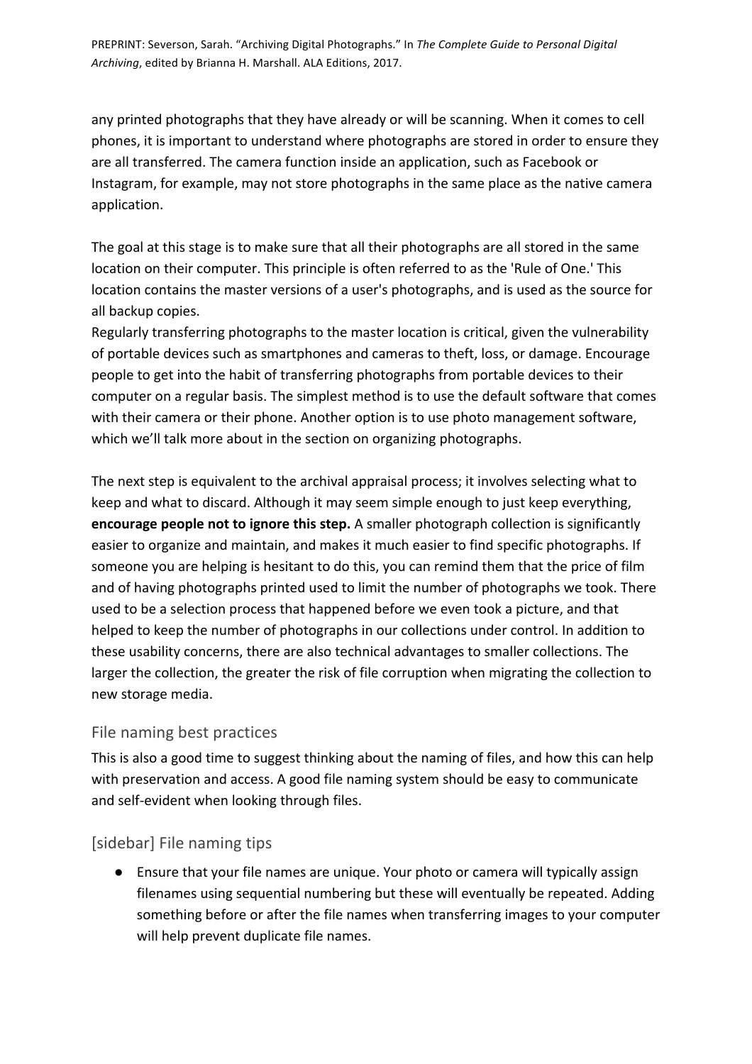any printed photographs that they have already or will be scanning. When it comes to cell phones, it is important to understand where photographs are stored in order to ensure they are all transferred. The camera function inside an application, such as Facebook or Instagram, for example, may not store photographs in the same place as the native camera application.

The goal at this stage is to make sure that all their photographs are all stored in the same location on their computer. This principle is often referred to as the 'Rule of One.' This location contains the master versions of a user's photographs, and is used as the source for all backup copies.
Regularly transferring photographs to the master location is critical, given the vulnerability of portable devices such as smartphones and cameras to theft, loss, or damage. Encourage people to get into the habit of transferring photographs from portable devices to their computer on a regular basis. The simplest method is to use the default software that comes with their camera or their phone. Another option is to use photo management software, which we'll talk more about in the section on organizing photographs.

The next step is equivalent to the archival appraisal process; it involves selecting what to keep and what to discard. Although it may seem simple enough to just keep everything, **encourage people not to ignore this step.** A smaller photograph collection is significantly easier to organize and maintain, and makes it much easier to find specific photographs. If someone you are helping is hesitant to do this, you can remind them that the price of film and of having photographs printed used to limit the number of photographs we took. There used to be a selection process that happened before we even took a picture, and that helped to keep the number of photographs in our collections under control. In addition to these usability concerns, there are also technical advantages to smaller collections. The larger the collection, the greater the risk of file corruption when migrating the collection to new storage media.

## File naming best practices

This is also a good time to suggest thinking about the naming of files, and how this can help with preservation and access. A good file naming system should be easy to communicate and self-evident when looking through files.

## [sidebar] File naming tips

- Ensure that your file names are unique. Your photo or camera will typically assign filenames using sequential numbering but these will eventually be repeated. Adding something before or after the file names when transferring images to your computer will help prevent duplicate file names.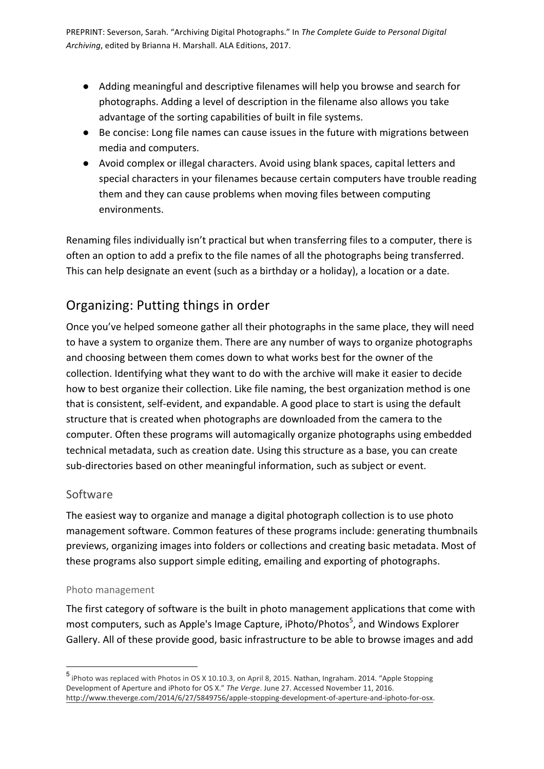- Adding meaningful and descriptive filenames will help you browse and search for photographs. Adding a level of description in the filename also allows you take advantage of the sorting capabilities of built in file systems.
- Be concise: Long file names can cause issues in the future with migrations between media and computers.
- Avoid complex or illegal characters. Avoid using blank spaces, capital letters and special characters in your filenames because certain computers have trouble reading them and they can cause problems when moving files between computing environments.

Renaming files individually isn't practical but when transferring files to a computer, there is often an option to add a prefix to the file names of all the photographs being transferred. This can help designate an event (such as a birthday or a holiday), a location or a date.

## Organizing: Putting things in order

Once you've helped someone gather all their photographs in the same place, they will need to have a system to organize them. There are any number of ways to organize photographs and choosing between them comes down to what works best for the owner of the collection. Identifying what they want to do with the archive will make it easier to decide how to best organize their collection. Like file naming, the best organization method is one that is consistent, self-evident, and expandable. A good place to start is using the default structure that is created when photographs are downloaded from the camera to the computer. Often these programs will automagically organize photographs using embedded technical metadata, such as creation date. Using this structure as a base, you can create sub-directories based on other meaningful information, such as subject or event.

### Software

The easiest way to organize and manage a digital photograph collection is to use photo management software. Common features of these programs include: generating thumbnails previews, organizing images into folders or collections and creating basic metadata. Most of these programs also support simple editing, emailing and exporting of photographs.

#### Photo management

The first category of software is the built in photo management applications that come with most computers, such as Apple's Image Capture, iPhoto/Photos[5], and Windows Explorer Gallery. All of these provide good, basic infrastructure to be able to browse images and add

[5] iPhoto was replaced with Photos in OS X 10.10.3, on April 8, 2015. Nathan, Ingraham. 2014. "Apple Stopping Development of Aperture and iPhoto for OS X." *The Verge*. June 27. Accessed November 11, 2016. http://www.theverge.com/2014/6/27/5849756/apple-stopping-development-of-aperture-and-iphoto-for-osx.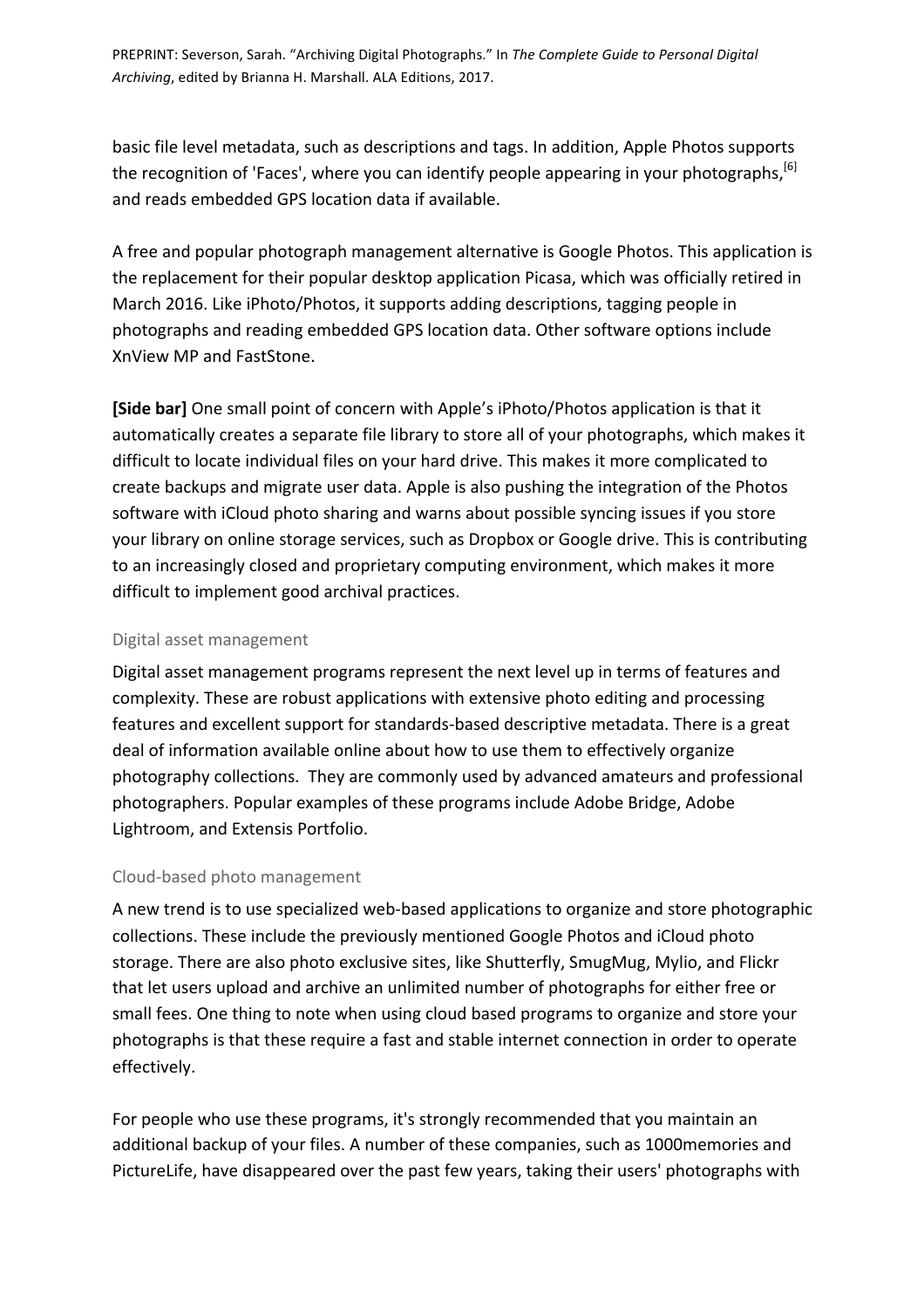basic file level metadata, such as descriptions and tags. In addition, Apple Photos supports the recognition of 'Faces', where you can identify people appearing in your photographs,[6] and reads embedded GPS location data if available.

A free and popular photograph management alternative is Google Photos. This application is the replacement for their popular desktop application Picasa, which was officially retired in March 2016. Like iPhoto/Photos, it supports adding descriptions, tagging people in photographs and reading embedded GPS location data. Other software options include XnView MP and FastStone.

**[Side bar]** One small point of concern with Apple's iPhoto/Photos application is that it automatically creates a separate file library to store all of your photographs, which makes it difficult to locate individual files on your hard drive. This makes it more complicated to create backups and migrate user data. Apple is also pushing the integration of the Photos software with iCloud photo sharing and warns about possible syncing issues if you store your library on online storage services, such as Dropbox or Google drive. This is contributing to an increasingly closed and proprietary computing environment, which makes it more difficult to implement good archival practices.

### Digital asset management

Digital asset management programs represent the next level up in terms of features and complexity. These are robust applications with extensive photo editing and processing features and excellent support for standards-based descriptive metadata. There is a great deal of information available online about how to use them to effectively organize photography collections. They are commonly used by advanced amateurs and professional photographers. Popular examples of these programs include Adobe Bridge, Adobe Lightroom, and Extensis Portfolio.

### Cloud-based photo management

A new trend is to use specialized web-based applications to organize and store photographic collections. These include the previously mentioned Google Photos and iCloud photo storage. There are also photo exclusive sites, like Shutterfly, SmugMug, Mylio, and Flickr that let users upload and archive an unlimited number of photographs for either free or small fees. One thing to note when using cloud based programs to organize and store your photographs is that these require a fast and stable internet connection in order to operate effectively.

For people who use these programs, it's strongly recommended that you maintain an additional backup of your files. A number of these companies, such as 1000memories and PictureLife, have disappeared over the past few years, taking their users' photographs with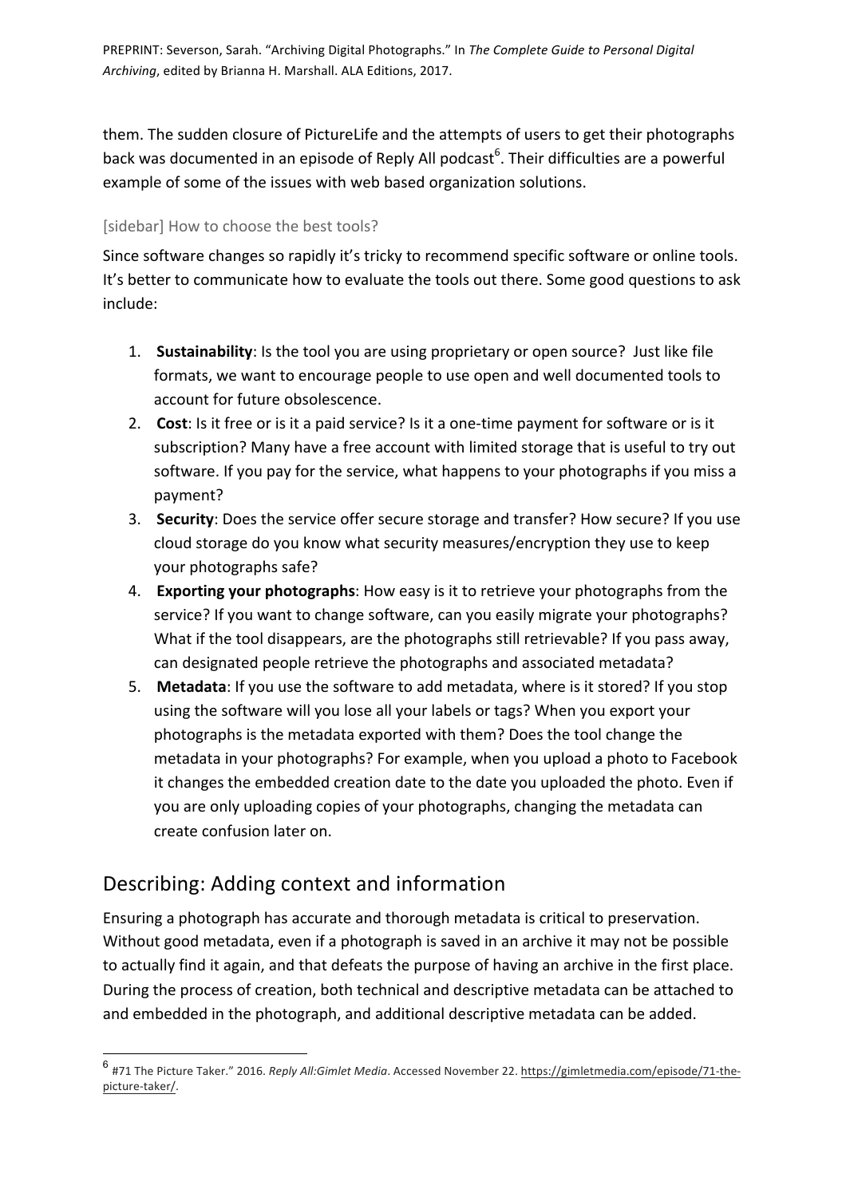them. The sudden closure of PictureLife and the attempts of users to get their photographs back was documented in an episode of Reply All podcast[6]. Their difficulties are a powerful example of some of the issues with web based organization solutions.

[sidebar] How to choose the best tools?

Since software changes so rapidly it's tricky to recommend specific software or online tools. It's better to communicate how to evaluate the tools out there. Some good questions to ask include:

1. **Sustainability**: Is the tool you are using proprietary or open source? Just like file formats, we want to encourage people to use open and well documented tools to account for future obsolescence.
2. **Cost**: Is it free or is it a paid service? Is it a one-time payment for software or is it subscription? Many have a free account with limited storage that is useful to try out software. If you pay for the service, what happens to your photographs if you miss a payment?
3. **Security**: Does the service offer secure storage and transfer? How secure? If you use cloud storage do you know what security measures/encryption they use to keep your photographs safe?
4. **Exporting your photographs**: How easy is it to retrieve your photographs from the service? If you want to change software, can you easily migrate your photographs? What if the tool disappears, are the photographs still retrievable? If you pass away, can designated people retrieve the photographs and associated metadata?
5. **Metadata**: If you use the software to add metadata, where is it stored? If you stop using the software will you lose all your labels or tags? When you export your photographs is the metadata exported with them? Does the tool change the metadata in your photographs? For example, when you upload a photo to Facebook it changes the embedded creation date to the date you uploaded the photo. Even if you are only uploading copies of your photographs, changing the metadata can create confusion later on.

## Describing: Adding context and information

Ensuring a photograph has accurate and thorough metadata is critical to preservation. Without good metadata, even if a photograph is saved in an archive it may not be possible to actually find it again, and that defeats the purpose of having an archive in the first place. During the process of creation, both technical and descriptive metadata can be attached to and embedded in the photograph, and additional descriptive metadata can be added.

---

[6] #71 The Picture Taker." 2016. *Reply All:Gimlet Media*. Accessed November 22. https://gimletmedia.com/episode/71-the-picture-taker/.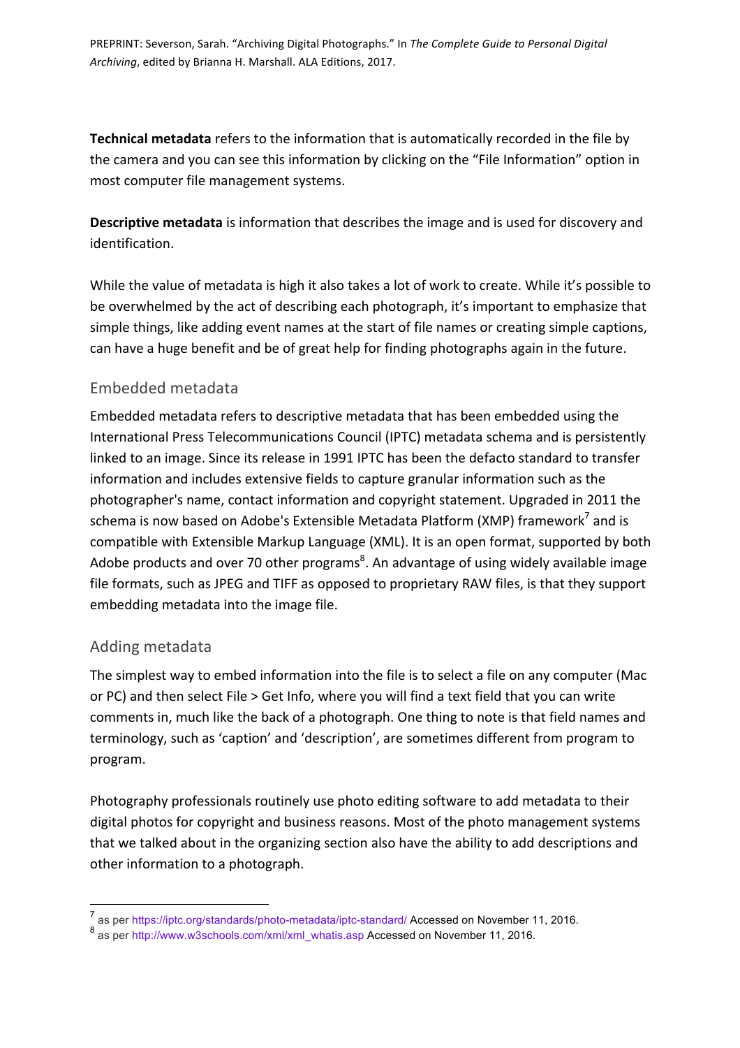**Technical metadata** refers to the information that is automatically recorded in the file by the camera and you can see this information by clicking on the "File Information" option in most computer file management systems.

**Descriptive metadata** is information that describes the image and is used for discovery and identification.

While the value of metadata is high it also takes a lot of work to create. While it's possible to be overwhelmed by the act of describing each photograph, it's important to emphasize that simple things, like adding event names at the start of file names or creating simple captions, can have a huge benefit and be of great help for finding photographs again in the future.

## Embedded metadata

Embedded metadata refers to descriptive metadata that has been embedded using the International Press Telecommunications Council (IPTC) metadata schema and is persistently linked to an image. Since its release in 1991 IPTC has been the defacto standard to transfer information and includes extensive fields to capture granular information such as the photographer's name, contact information and copyright statement. Upgraded in 2011 the schema is now based on Adobe's Extensible Metadata Platform (XMP) framework[7] and is compatible with Extensible Markup Language (XML). It is an open format, supported by both Adobe products and over 70 other programs[8]. An advantage of using widely available image file formats, such as JPEG and TIFF as opposed to proprietary RAW files, is that they support embedding metadata into the image file.

## Adding metadata

The simplest way to embed information into the file is to select a file on any computer (Mac or PC) and then select File > Get Info, where you will find a text field that you can write comments in, much like the back of a photograph. One thing to note is that field names and terminology, such as 'caption' and 'description', are sometimes different from program to program.

Photography professionals routinely use photo editing software to add metadata to their digital photos for copyright and business reasons. Most of the photo management systems that we talked about in the organizing section also have the ability to add descriptions and other information to a photograph.

---

[7] as per https://iptc.org/standards/photo-metadata/iptc-standard/ Accessed on November 11, 2016.

[8] as per http://www.w3schools.com/xml/xml_whatis.asp Accessed on November 11, 2016.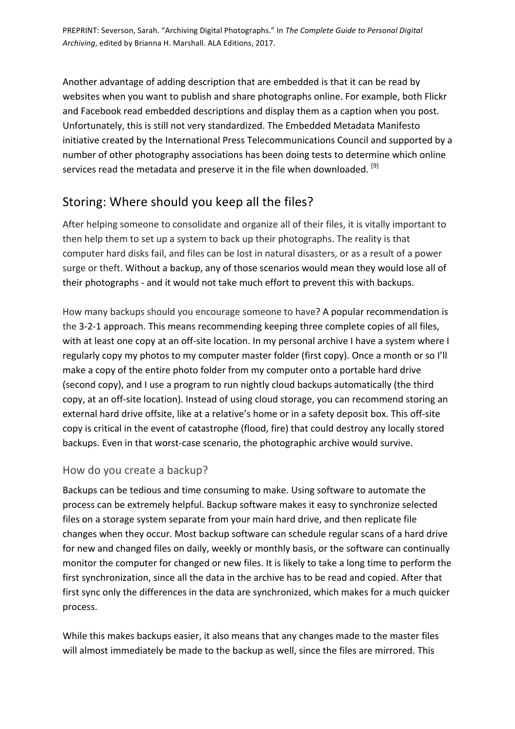Another advantage of adding description that are embedded is that it can be read by websites when you want to publish and share photographs online. For example, both Flickr and Facebook read embedded descriptions and display them as a caption when you post. Unfortunately, this is still not very standardized. The Embedded Metadata Manifesto initiative created by the International Press Telecommunications Council and supported by a number of other photography associations has been doing tests to determine which online services read the metadata and preserve it in the file when downloaded. [9]

## Storing: Where should you keep all the files?

After helping someone to consolidate and organize all of their files, it is vitally important to then help them to set up a system to back up their photographs. The reality is that computer hard disks fail, and files can be lost in natural disasters, or as a result of a power surge or theft. Without a backup, any of those scenarios would mean they would lose all of their photographs - and it would not take much effort to prevent this with backups.

How many backups should you encourage someone to have? A popular recommendation is the 3-2-1 approach. This means recommending keeping three complete copies of all files, with at least one copy at an off-site location. In my personal archive I have a system where I regularly copy my photos to my computer master folder (first copy). Once a month or so I'll make a copy of the entire photo folder from my computer onto a portable hard drive (second copy), and I use a program to run nightly cloud backups automatically (the third copy, at an off-site location). Instead of using cloud storage, you can recommend storing an external hard drive offsite, like at a relative's home or in a safety deposit box. This off-site copy is critical in the event of catastrophe (flood, fire) that could destroy any locally stored backups. Even in that worst-case scenario, the photographic archive would survive.

### How do you create a backup?

Backups can be tedious and time consuming to make. Using software to automate the process can be extremely helpful. Backup software makes it easy to synchronize selected files on a storage system separate from your main hard drive, and then replicate file changes when they occur. Most backup software can schedule regular scans of a hard drive for new and changed files on daily, weekly or monthly basis, or the software can continually monitor the computer for changed or new files. It is likely to take a long time to perform the first synchronization, since all the data in the archive has to be read and copied. After that first sync only the differences in the data are synchronized, which makes for a much quicker process.

While this makes backups easier, it also means that any changes made to the master files will almost immediately be made to the backup as well, since the files are mirrored. This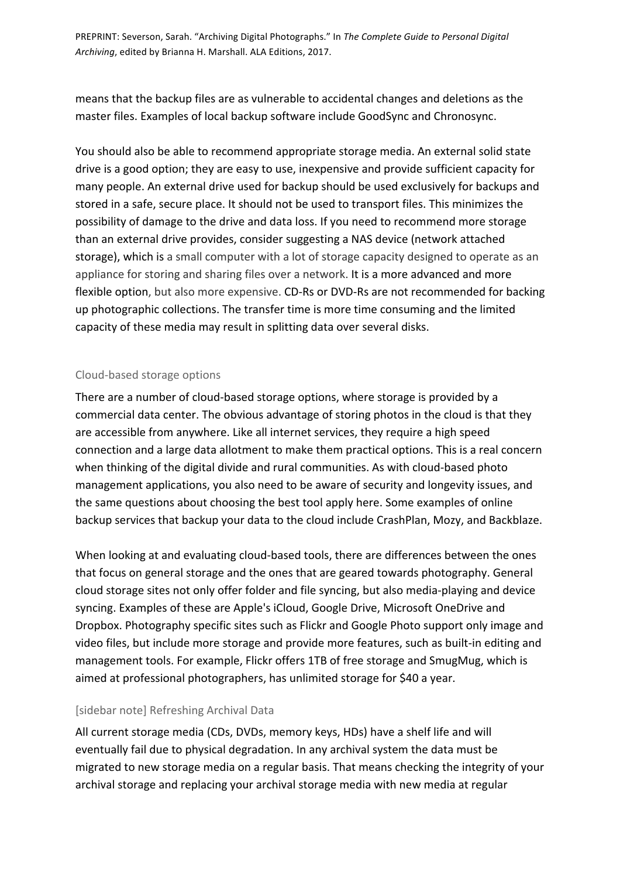means that the backup files are as vulnerable to accidental changes and deletions as the master files. Examples of local backup software include GoodSync and Chronosync.

You should also be able to recommend appropriate storage media. An external solid state drive is a good option; they are easy to use, inexpensive and provide sufficient capacity for many people. An external drive used for backup should be used exclusively for backups and stored in a safe, secure place. It should not be used to transport files. This minimizes the possibility of damage to the drive and data loss. If you need to recommend more storage than an external drive provides, consider suggesting a NAS device (network attached storage), which is a small computer with a lot of storage capacity designed to operate as an appliance for storing and sharing files over a network. It is a more advanced and more flexible option, but also more expensive. CD-Rs or DVD-Rs are not recommended for backing up photographic collections. The transfer time is more time consuming and the limited capacity of these media may result in splitting data over several disks.

### Cloud-based storage options

There are a number of cloud-based storage options, where storage is provided by a commercial data center. The obvious advantage of storing photos in the cloud is that they are accessible from anywhere. Like all internet services, they require a high speed connection and a large data allotment to make them practical options. This is a real concern when thinking of the digital divide and rural communities. As with cloud-based photo management applications, you also need to be aware of security and longevity issues, and the same questions about choosing the best tool apply here. Some examples of online backup services that backup your data to the cloud include CrashPlan, Mozy, and Backblaze.

When looking at and evaluating cloud-based tools, there are differences between the ones that focus on general storage and the ones that are geared towards photography. General cloud storage sites not only offer folder and file syncing, but also media-playing and device syncing. Examples of these are Apple's iCloud, Google Drive, Microsoft OneDrive and Dropbox. Photography specific sites such as Flickr and Google Photo support only image and video files, but include more storage and provide more features, such as built-in editing and management tools. For example, Flickr offers 1TB of free storage and SmugMug, which is aimed at professional photographers, has unlimited storage for $40 a year.

### [sidebar note] Refreshing Archival Data

All current storage media (CDs, DVDs, memory keys, HDs) have a shelf life and will eventually fail due to physical degradation. In any archival system the data must be migrated to new storage media on a regular basis. That means checking the integrity of your archival storage and replacing your archival storage media with new media at regular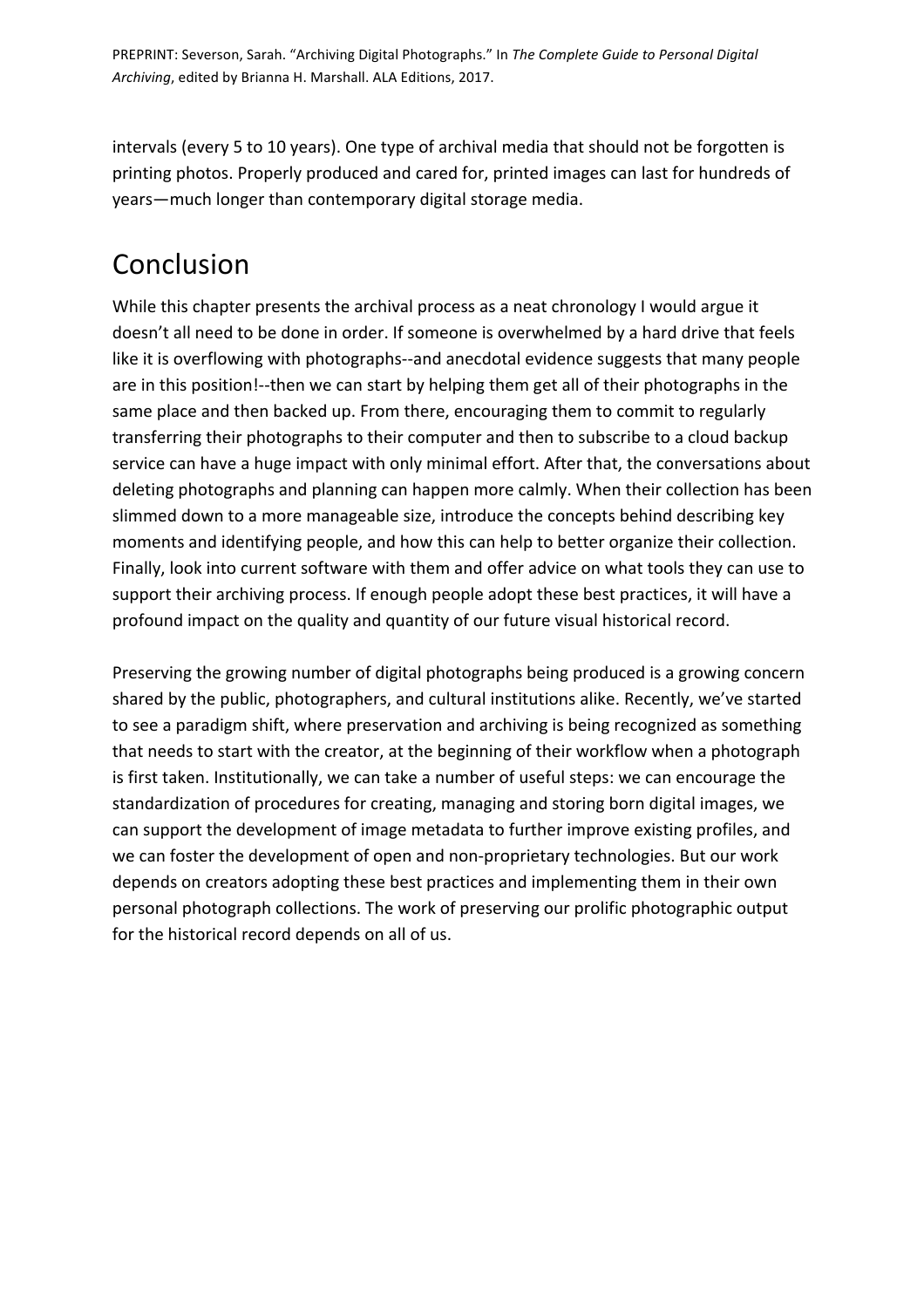intervals (every 5 to 10 years). One type of archival media that should not be forgotten is printing photos. Properly produced and cared for, printed images can last for hundreds of years—much longer than contemporary digital storage media.

## Conclusion

While this chapter presents the archival process as a neat chronology I would argue it doesn't all need to be done in order. If someone is overwhelmed by a hard drive that feels like it is overflowing with photographs--and anecdotal evidence suggests that many people are in this position!--then we can start by helping them get all of their photographs in the same place and then backed up. From there, encouraging them to commit to regularly transferring their photographs to their computer and then to subscribe to a cloud backup service can have a huge impact with only minimal effort. After that, the conversations about deleting photographs and planning can happen more calmly. When their collection has been slimmed down to a more manageable size, introduce the concepts behind describing key moments and identifying people, and how this can help to better organize their collection. Finally, look into current software with them and offer advice on what tools they can use to support their archiving process. If enough people adopt these best practices, it will have a profound impact on the quality and quantity of our future visual historical record.

Preserving the growing number of digital photographs being produced is a growing concern shared by the public, photographers, and cultural institutions alike. Recently, we've started to see a paradigm shift, where preservation and archiving is being recognized as something that needs to start with the creator, at the beginning of their workflow when a photograph is first taken. Institutionally, we can take a number of useful steps: we can encourage the standardization of procedures for creating, managing and storing born digital images, we can support the development of image metadata to further improve existing profiles, and we can foster the development of open and non-proprietary technologies. But our work depends on creators adopting these best practices and implementing them in their own personal photograph collections. The work of preserving our prolific photographic output for the historical record depends on all of us.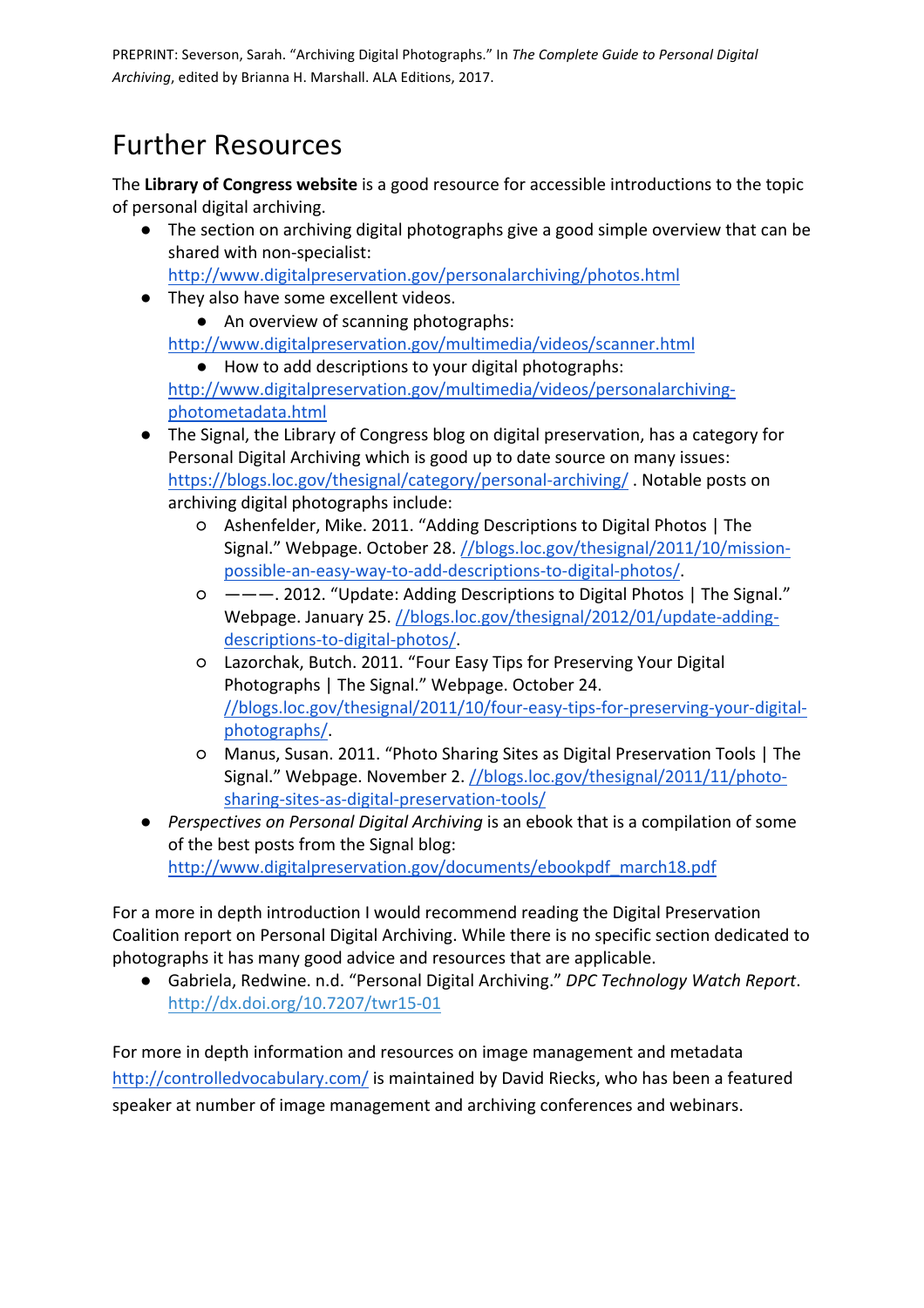# Further Resources

The **Library of Congress website** is a good resource for accessible introductions to the topic of personal digital archiving.

- The section on archiving digital photographs give a good simple overview that can be shared with non-specialist: http://www.digitalpreservation.gov/personalarchiving/photos.html
- They also have some excellent videos.
  - An overview of scanning photographs: http://www.digitalpreservation.gov/multimedia/videos/scanner.html
  - How to add descriptions to your digital photographs: http://www.digitalpreservation.gov/multimedia/videos/personalarchiving-photometadata.html
- The Signal, the Library of Congress blog on digital preservation, has a category for Personal Digital Archiving which is good up to date source on many issues: https://blogs.loc.gov/thesignal/category/personal-archiving/ . Notable posts on archiving digital photographs include:
  - Ashenfelder, Mike. 2011. "Adding Descriptions to Digital Photos | The Signal." Webpage. October 28. //blogs.loc.gov/thesignal/2011/10/mission-possible-an-easy-way-to-add-descriptions-to-digital-photos/.
  - ———. 2012. "Update: Adding Descriptions to Digital Photos | The Signal." Webpage. January 25. //blogs.loc.gov/thesignal/2012/01/update-adding-descriptions-to-digital-photos/.
  - Lazorchak, Butch. 2011. "Four Easy Tips for Preserving Your Digital Photographs | The Signal." Webpage. October 24. //blogs.loc.gov/thesignal/2011/10/four-easy-tips-for-preserving-your-digital-photographs/.
  - Manus, Susan. 2011. "Photo Sharing Sites as Digital Preservation Tools | The Signal." Webpage. November 2. //blogs.loc.gov/thesignal/2011/11/photo-sharing-sites-as-digital-preservation-tools/
- *Perspectives on Personal Digital Archiving* is an ebook that is a compilation of some of the best posts from the Signal blog: http://www.digitalpreservation.gov/documents/ebookpdf_march18.pdf

For a more in depth introduction I would recommend reading the Digital Preservation Coalition report on Personal Digital Archiving. While there is no specific section dedicated to photographs it has many good advice and resources that are applicable.

- Gabriela, Redwine. n.d. "Personal Digital Archiving." *DPC Technology Watch Report*. http://dx.doi.org/10.7207/twr15-01

For more in depth information and resources on image management and metadata http://controlledvocabulary.com/ is maintained by David Riecks, who has been a featured speaker at number of image management and archiving conferences and webinars.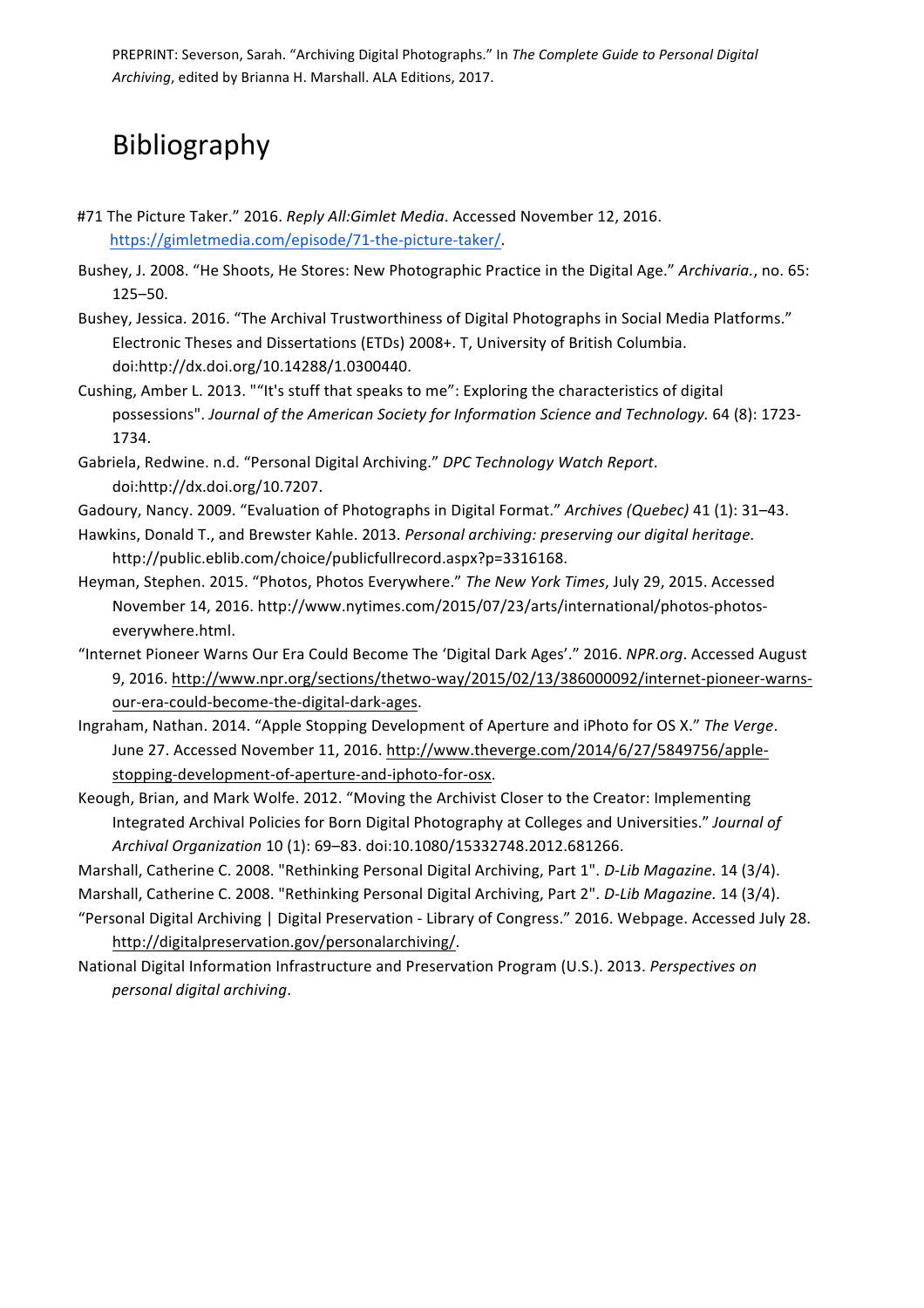PREPRINT: Severson, Sarah. “Archiving Digital Photographs.” In *The Complete Guide to Personal Digital Archiving*, edited by Brianna H. Marshall. ALA Editions, 2017.

# Bibliography

#71 The Picture Taker.” 2016. *Reply All:Gimlet Media*. Accessed November 12, 2016. https://gimletmedia.com/episode/71-the-picture-taker/.

Bushey, J. 2008. “He Shoots, He Stores: New Photographic Practice in the Digital Age.” *Archivaria.*, no. 65: 125–50.

Bushey, Jessica. 2016. “The Archival Trustworthiness of Digital Photographs in Social Media Platforms.” Electronic Theses and Dissertations (ETDs) 2008+. T, University of British Columbia. doi:http://dx.doi.org/10.14288/1.0300440.

Cushing, Amber L. 2013. "“It's stuff that speaks to me”: Exploring the characteristics of digital possessions". *Journal of the American Society for Information Science and Technology.* 64 (8): 1723-1734.

Gabriela, Redwine. n.d. “Personal Digital Archiving.” *DPC Technology Watch Report*. doi:http://dx.doi.org/10.7207.

Gadoury, Nancy. 2009. “Evaluation of Photographs in Digital Format.” *Archives (Quebec)* 41 (1): 31–43.

Hawkins, Donald T., and Brewster Kahle. 2013. *Personal archiving: preserving our digital heritage*. http://public.eblib.com/choice/publicfullrecord.aspx?p=3316168.

Heyman, Stephen. 2015. “Photos, Photos Everywhere.” *The New York Times*, July 29, 2015. Accessed November 14, 2016. http://www.nytimes.com/2015/07/23/arts/international/photos-photos-everywhere.html.

“Internet Pioneer Warns Our Era Could Become The ‘Digital Dark Ages’.” 2016. *NPR.org*. Accessed August 9, 2016. http://www.npr.org/sections/thetwo-way/2015/02/13/386000092/internet-pioneer-warns-our-era-could-become-the-digital-dark-ages.

Ingraham, Nathan. 2014. “Apple Stopping Development of Aperture and iPhoto for OS X.” *The Verge*. June 27. Accessed November 11, 2016. http://www.theverge.com/2014/6/27/5849756/apple-stopping-development-of-aperture-and-iphoto-for-osx.

Keough, Brian, and Mark Wolfe. 2012. “Moving the Archivist Closer to the Creator: Implementing Integrated Archival Policies for Born Digital Photography at Colleges and Universities.” *Journal of Archival Organization* 10 (1): 69–83. doi:10.1080/15332748.2012.681266.

Marshall, Catherine C. 2008. "Rethinking Personal Digital Archiving, Part 1". *D-Lib Magazine.* 14 (3/4).

Marshall, Catherine C. 2008. "Rethinking Personal Digital Archiving, Part 2". *D-Lib Magazine.* 14 (3/4).

“Personal Digital Archiving | Digital Preservation - Library of Congress.” 2016. Webpage. Accessed July 28. http://digitalpreservation.gov/personalarchiving/.

National Digital Information Infrastructure and Preservation Program (U.S.). 2013. *Perspectives on personal digital archiving*.